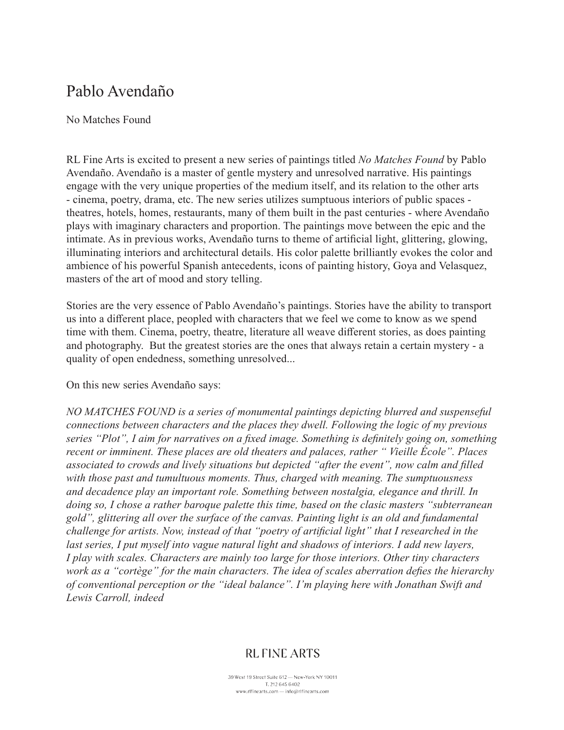# Pablo Avendaño

No Matches Found

RL Fine Arts is excited to present a new series of paintings titled *No Matches Found* by Pablo Avendaño. Avendaño is a master of gentle mystery and unresolved narrative. His paintings engage with the very unique properties of the medium itself, and its relation to the other arts - cinema, poetry, drama, etc. The new series utilizes sumptuous interiors of public spaces - theatres, hotels, homes, restaurants, many of them built in the past centuries - where Avendaño plays with imaginary characters and proportion. The paintings move between the epic and the intimate. As in previous works, Avendaño turns to theme of artificial light, glittering, glowing, illuminating interiors and architectural details. His color palette brilliantly evokes the color and ambience of his powerful Spanish antecedents, icons of painting history, Goya and Velasquez, masters of the art of mood and story telling.

Stories are the very essence of Pablo Avendaño's paintings. Stories have the ability to transport us into a different place, peopled with characters that we feel we come to know as we spend time with them. Cinema, poetry, theatre, literature all weave different stories, as does painting and photography. But the greatest stories are the ones that always retain a certain mystery - a quality of open endedness, something unresolved...

On this new series Avendaño says:

*NO MATCHES FOUND is a series of monumental paintings depicting blurred and suspenseful connections between characters and the places they dwell. Following the logic of my previous series "Plot", I aim for narratives on a fixed image. Something is definitely going on, something recent or imminent. These places are old theaters and palaces, rather " Vieille École". Places associated to crowds and lively situations but depicted "after the event", now calm and filled with those past and tumultuous moments. Thus, charged with meaning. The sumptuousness and decadence play an important role. Something between nostalgia, elegance and thrill. In doing so, I chose a rather baroque palette this time, based on the clasic masters "subterranean gold", glittering all over the surface of the canvas. Painting light is an old and fundamental challenge for artists. Now, instead of that "poetry of artificial light" that I researched in the last series, I put myself into vague natural light and shadows of interiors. I add new layers, I play with scales. Characters are mainly too large for those interiors. Other tiny characters work as a "cortège" for the main characters. The idea of scales aberration defies the hierarchy of conventional perception or the "ideal balance". I'm playing here with Jonathan Swift and Lewis Carroll, indeed*

RL FINE ARTS

39 West 19 Street Suite 612 — New-York NY 10011
T. 212 645 6402
www.rlfinearts.com — info@rlfinearts.com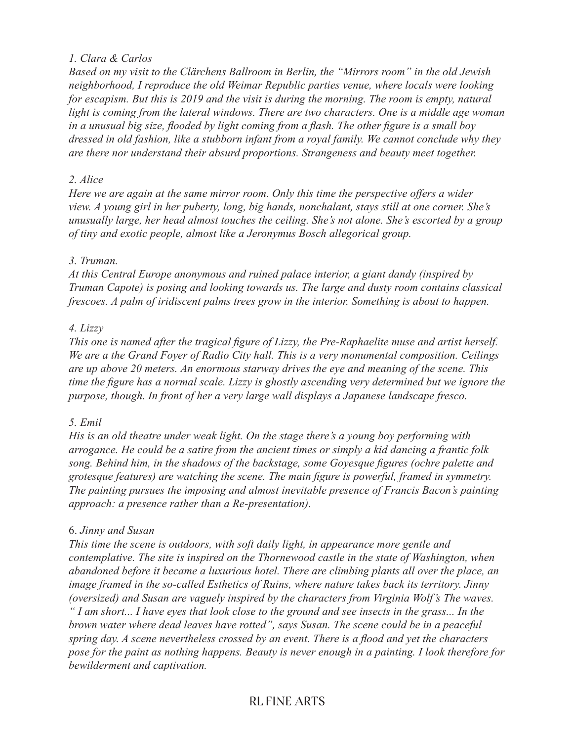*1. Clara & Carlos*

*Based on my visit to the Clärchens Ballroom in Berlin, the "Mirrors room" in the old Jewish neighborhood, I reproduce the old Weimar Republic parties venue, where locals were looking for escapism. But this is 2019 and the visit is during the morning. The room is empty, natural light is coming from the lateral windows. There are two characters. One is a middle age woman in a unusual big size, flooded by light coming from a flash. The other figure is a small boy dressed in old fashion, like a stubborn infant from a royal family. We cannot conclude why they are there nor understand their absurd proportions. Strangeness and beauty meet together.*

*2. Alice*

*Here we are again at the same mirror room. Only this time the perspective offers a wider view. A young girl in her puberty, long, big hands, nonchalant, stays still at one corner. She's unusually large, her head almost touches the ceiling. She's not alone. She's escorted by a group of tiny and exotic people, almost like a Jeronymus Bosch allegorical group.*

*3. Truman.*

*At this Central Europe anonymous and ruined palace interior, a giant dandy (inspired by Truman Capote) is posing and looking towards us. The large and dusty room contains classical frescoes. A palm of iridiscent palms trees grow in the interior. Something is about to happen.*

*4. Lizzy*

*This one is named after the tragical figure of Lizzy, the Pre-Raphaelite muse and artist herself. We are a the Grand Foyer of Radio City hall. This is a very monumental composition. Ceilings are up above 20 meters. An enormous starway drives the eye and meaning of the scene. This time the figure has a normal scale. Lizzy is ghostly ascending very determined but we ignore the purpose, though. In front of her a very large wall displays a Japanese landscape fresco.*

*5. Emil*

*His is an old theatre under weak light. On the stage there's a young boy performing with arrogance. He could be a satire from the ancient times or simply a kid dancing a frantic folk song. Behind him, in the shadows of the backstage, some Goyesque figures (ochre palette and grotesque features) are watching the scene. The main figure is powerful, framed in symmetry. The painting pursues the imposing and almost inevitable presence of Francis Bacon's painting approach: a presence rather than a Re-presentation).*

6. *Jinny and Susan*

*This time the scene is outdoors, with soft daily light, in appearance more gentle and contemplative. The site is inspired on the Thornewood castle in the state of Washington, when abandoned before it became a luxurious hotel. There are climbing plants all over the place, an image framed in the so-called Esthetics of Ruins, where nature takes back its territory. Jinny (oversized) and Susan are vaguely inspired by the characters from Virginia Wolf's The waves. " I am short... I have eyes that look close to the ground and see insects in the grass... In the brown water where dead leaves have rotted", says Susan. The scene could be in a peaceful spring day. A scene nevertheless crossed by an event. There is a flood and yet the characters pose for the paint as nothing happens. Beauty is never enough in a painting. I look therefore for bewilderment and captivation.*

RL FINE ARTS